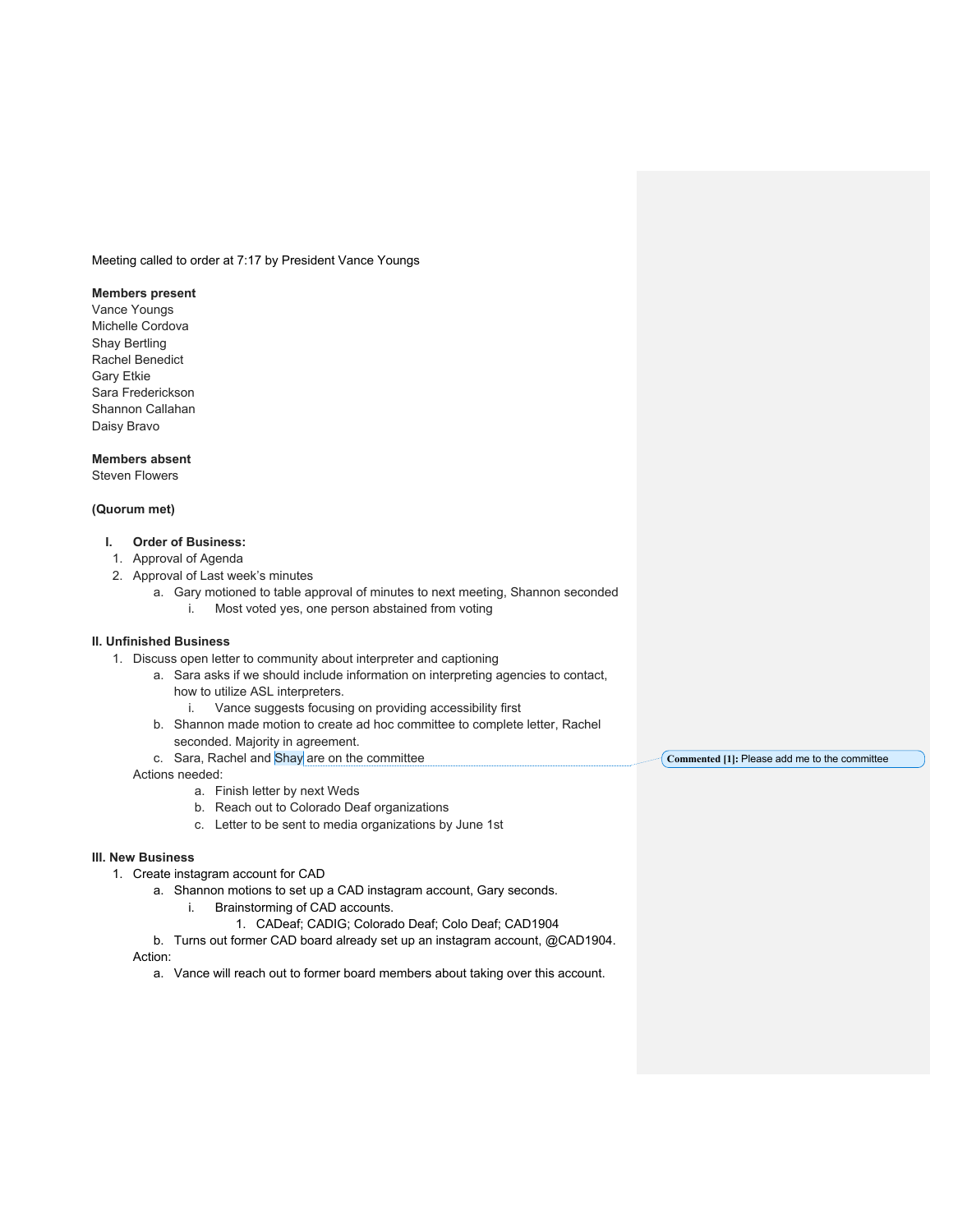Meeting called to order at 7:17 by President Vance Youngs

**Members present**
Vance Youngs
Michelle Cordova
Shay Bertling
Rachel Benedict
Gary Etkie
Sara Frederickson
Shannon Callahan
Daisy Bravo

**Members absent**
Steven Flowers

**(Quorum met)**

**I. Order of Business:**

1. Approval of Agenda
2. Approval of Last week's minutes
    a. Gary motioned to table approval of minutes to next meeting, Shannon seconded
        i. Most voted yes, one person abstained from voting

**II. Unfinished Business**

1. Discuss open letter to community about interpreter and captioning
    a. Sara asks if we should include information on interpreting agencies to contact, how to utilize ASL interpreters.
        i. Vance suggests focusing on providing accessibility first
    b. Shannon made motion to create ad hoc committee to complete letter, Rachel seconded. Majority in agreement.
    c. Sara, Rachel and Shay are on the committee

    Actions needed:
    a. Finish letter by next Weds
    b. Reach out to Colorado Deaf organizations
    c. Letter to be sent to media organizations by June 1st

**Commented [1]:** Please add me to the committee

**III. New Business**

1. Create instagram account for CAD
    a. Shannon motions to set up a CAD instagram account, Gary seconds.
        i. Brainstorming of CAD accounts.
            1. CADeaf; CADIG; Colorado Deaf; Colo Deaf; CAD1904
    b. Turns out former CAD board already set up an instagram account, @CAD1904.

    Action:
    a. Vance will reach out to former board members about taking over this account.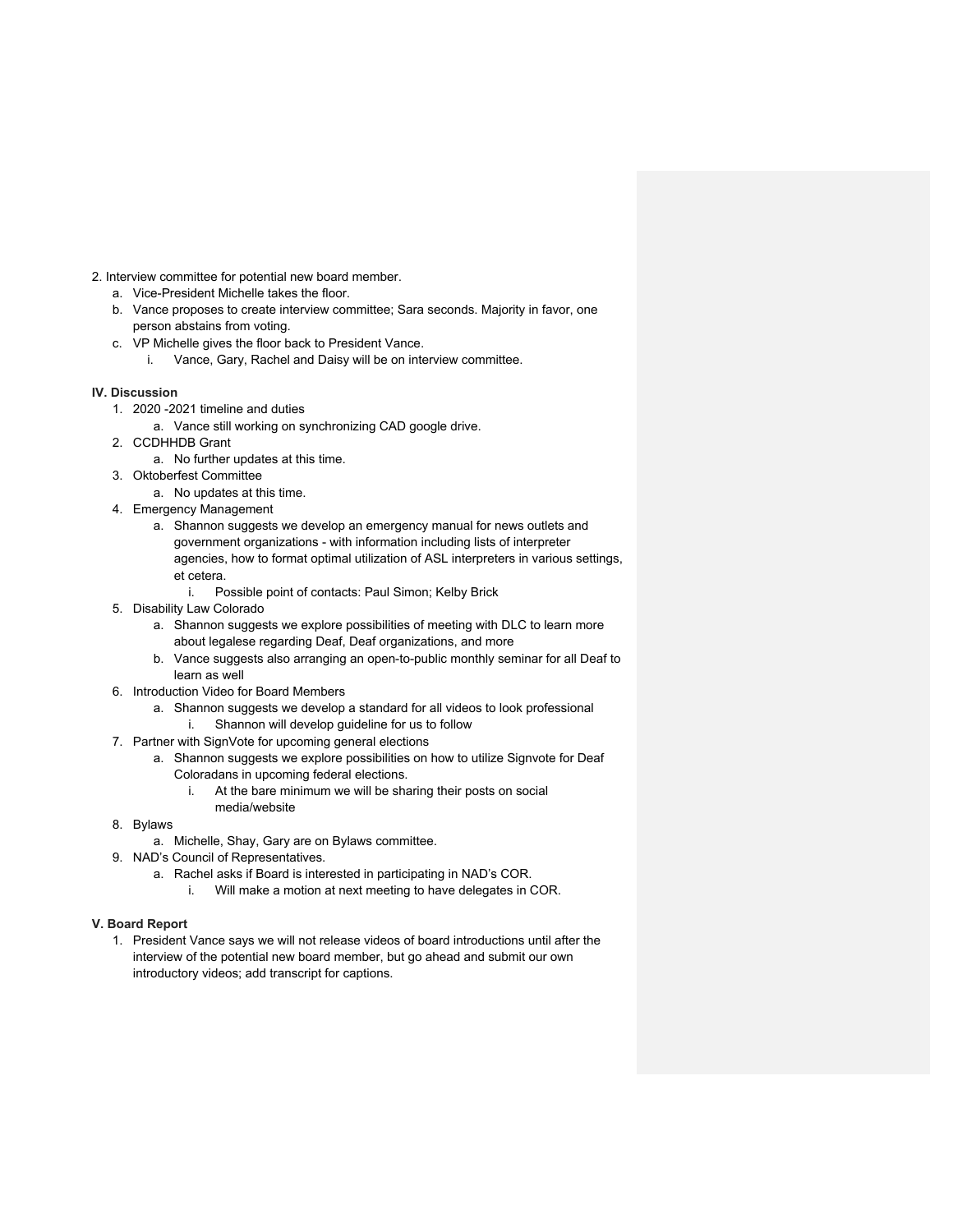2. Interview committee for potential new board member.
    a. Vice-President Michelle takes the floor.
    b. Vance proposes to create interview committee; Sara seconds. Majority in favor, one person abstains from voting.
    c. VP Michelle gives the floor back to President Vance.
        i. Vance, Gary, Rachel and Daisy will be on interview committee.

**IV. Discussion**

1. 2020 -2021 timeline and duties
    a. Vance still working on synchronizing CAD google drive.
2. CCDHHDB Grant
    a. No further updates at this time.
3. Oktoberfest Committee
    a. No updates at this time.
4. Emergency Management
    a. Shannon suggests we develop an emergency manual for news outlets and government organizations - with information including lists of interpreter agencies, how to format optimal utilization of ASL interpreters in various settings, et cetera.
        i. Possible point of contacts: Paul Simon; Kelby Brick
5. Disability Law Colorado
    a. Shannon suggests we explore possibilities of meeting with DLC to learn more about legalese regarding Deaf, Deaf organizations, and more
    b. Vance suggests also arranging an open-to-public monthly seminar for all Deaf to learn as well
6. Introduction Video for Board Members
    a. Shannon suggests we develop a standard for all videos to look professional
        i. Shannon will develop guideline for us to follow
7. Partner with SignVote for upcoming general elections
    a. Shannon suggests we explore possibilities on how to utilize Signvote for Deaf Coloradans in upcoming federal elections.
        i. At the bare minimum we will be sharing their posts on social media/website
8. Bylaws
    a. Michelle, Shay, Gary are on Bylaws committee.
9. NAD's Council of Representatives.
    a. Rachel asks if Board is interested in participating in NAD's COR.
        i. Will make a motion at next meeting to have delegates in COR.

**V. Board Report**

1. President Vance says we will not release videos of board introductions until after the interview of the potential new board member, but go ahead and submit our own introductory videos; add transcript for captions.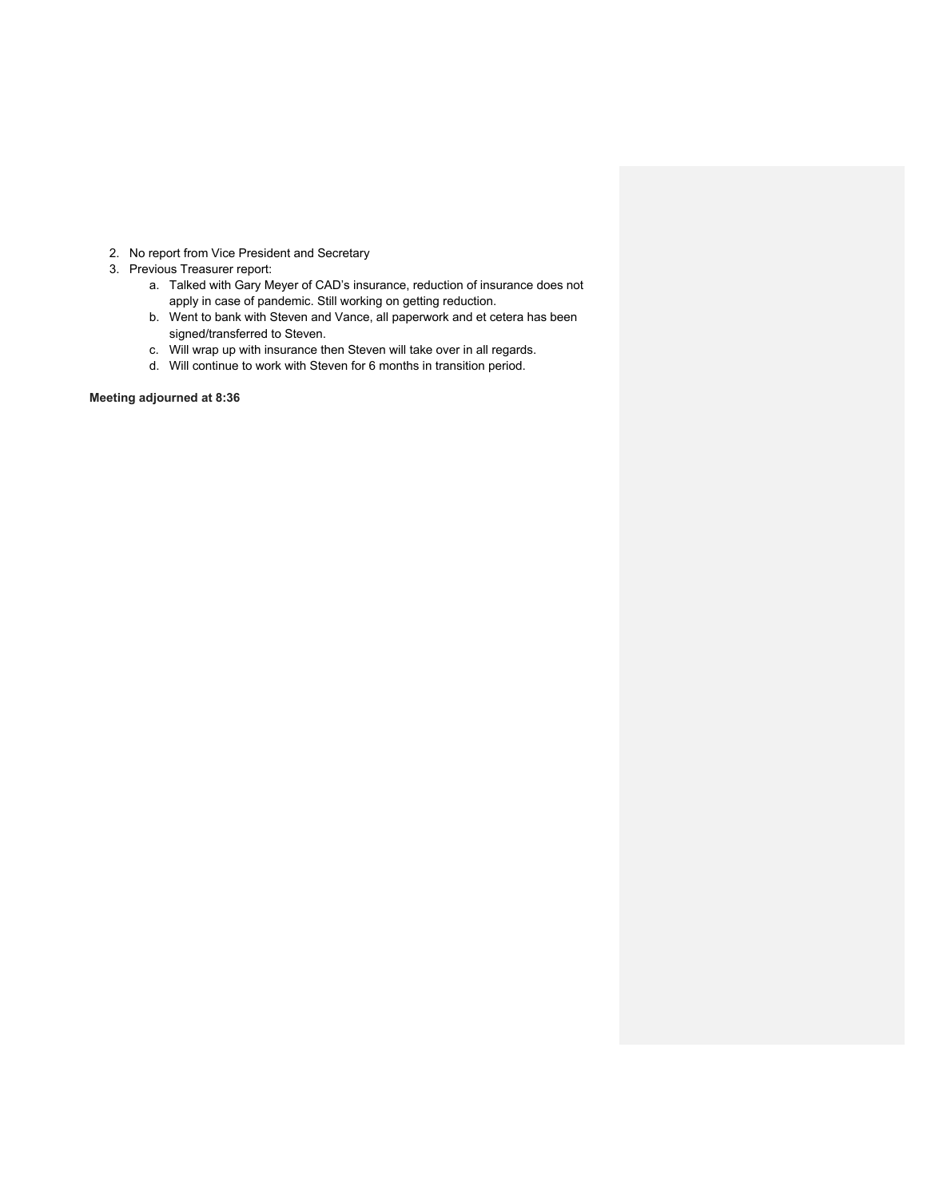2. No report from Vice President and Secretary
3. Previous Treasurer report:
    a. Talked with Gary Meyer of CAD's insurance, reduction of insurance does not apply in case of pandemic. Still working on getting reduction.
    b. Went to bank with Steven and Vance, all paperwork and et cetera has been signed/transferred to Steven.
    c. Will wrap up with insurance then Steven will take over in all regards.
    d. Will continue to work with Steven for 6 months in transition period.

**Meeting adjourned at 8:36**